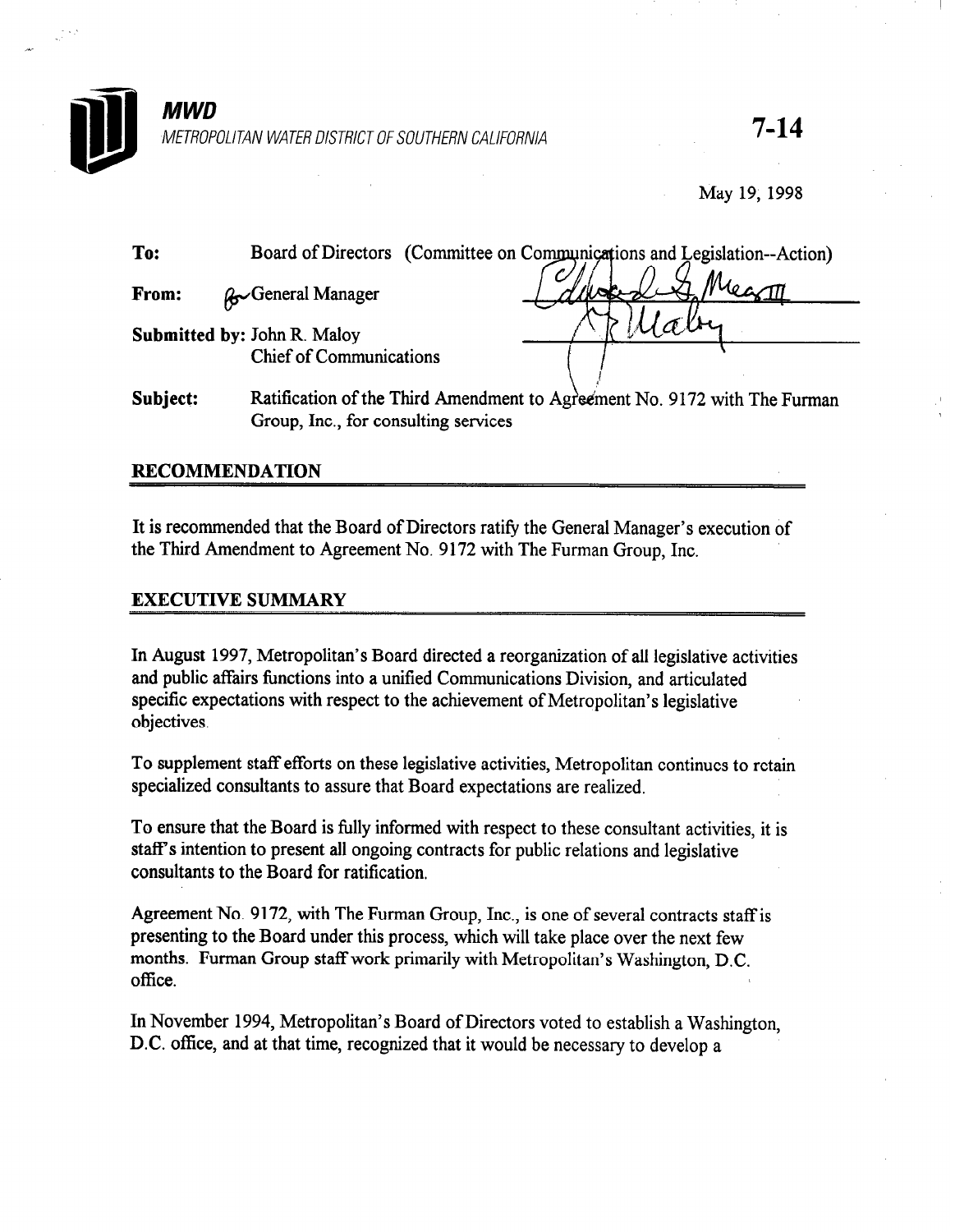**MWD**

METROPOLITAN WATER DISTRICT OF SOUTHERN CALIFORNIA

**7-14**

May 19, 1998

**To:** Board of Directors (Committee on Communications and Legislation--Action)

**From:** General Manager

**Submitted by:** John R. Maloy
Chief of Communications

**Subject:** Ratification of the Third Amendment to Agreement No. 9172 with The Furman Group, Inc., for consulting services

## RECOMMENDATION

It is recommended that the Board of Directors ratify the General Manager's execution of the Third Amendment to Agreement No. 9172 with The Furman Group, Inc.

## EXECUTIVE SUMMARY

In August 1997, Metropolitan's Board directed a reorganization of all legislative activities and public affairs functions into a unified Communications Division, and articulated specific expectations with respect to the achievement of Metropolitan's legislative objectives.

To supplement staff efforts on these legislative activities, Metropolitan continues to retain specialized consultants to assure that Board expectations are realized.

To ensure that the Board is fully informed with respect to these consultant activities, it is staff's intention to present all ongoing contracts for public relations and legislative consultants to the Board for ratification.

Agreement No. 9172, with The Furman Group, Inc., is one of several contracts staff is presenting to the Board under this process, which will take place over the next few months. Furman Group staff work primarily with Metropolitan's Washington, D.C. office.

In November 1994, Metropolitan's Board of Directors voted to establish a Washington, D.C. office, and at that time, recognized that it would be necessary to develop a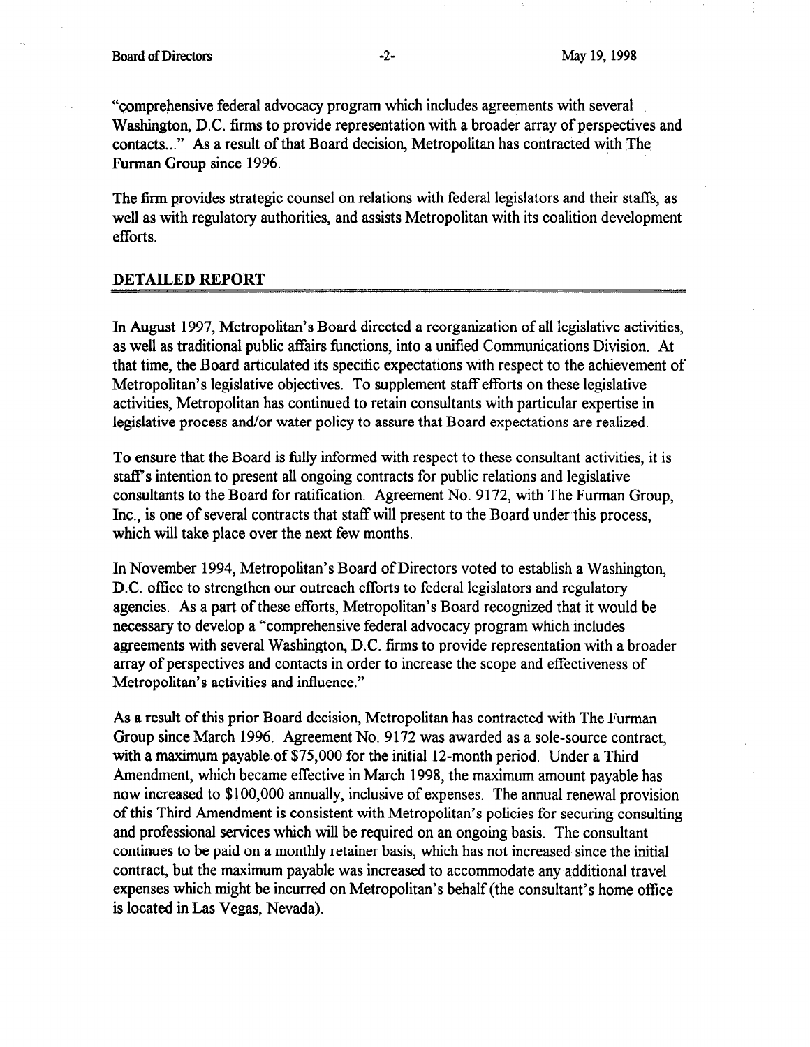"comprehensive federal advocacy program which includes agreements with several Washington, D.C. firms to provide representation with a broader array of perspectives and contacts..." As a result of that Board decision, Metropolitan has contracted with The Furman Group since 1996.

The firm provides strategic counsel on relations with federal legislators and their staffs, as well as with regulatory authorities, and assists Metropolitan with its coalition development efforts.

## DETAILED REPORT

In August 1997, Metropolitan's Board directed a reorganization of all legislative activities, as well as traditional public affairs functions, into a unified Communications Division. At that time, the Board articulated its specific expectations with respect to the achievement of Metropolitan's legislative objectives. To supplement staff efforts on these legislative activities, Metropolitan has continued to retain consultants with particular expertise in legislative process and/or water policy to assure that Board expectations are realized.

To ensure that the Board is fully informed with respect to these consultant activities, it is staff's intention to present all ongoing contracts for public relations and legislative consultants to the Board for ratification. Agreement No. 9172, with The Furman Group, Inc., is one of several contracts that staff will present to the Board under this process, which will take place over the next few months.

In November 1994, Metropolitan's Board of Directors voted to establish a Washington, D.C. office to strengthen our outreach efforts to federal legislators and regulatory agencies. As a part of these efforts, Metropolitan's Board recognized that it would be necessary to develop a "comprehensive federal advocacy program which includes agreements with several Washington, D.C. firms to provide representation with a broader array of perspectives and contacts in order to increase the scope and effectiveness of Metropolitan's activities and influence."

As a result of this prior Board decision, Metropolitan has contracted with The Furman Group since March 1996. Agreement No. 9172 was awarded as a sole-source contract, with a maximum payable of $75,000 for the initial 12-month period. Under a Third Amendment, which became effective in March 1998, the maximum amount payable has now increased to $100,000 annually, inclusive of expenses. The annual renewal provision of this Third Amendment is consistent with Metropolitan's policies for securing consulting and professional services which will be required on an ongoing basis. The consultant continues to be paid on a monthly retainer basis, which has not increased since the initial contract, but the maximum payable was increased to accommodate any additional travel expenses which might be incurred on Metropolitan's behalf (the consultant's home office is located in Las Vegas, Nevada).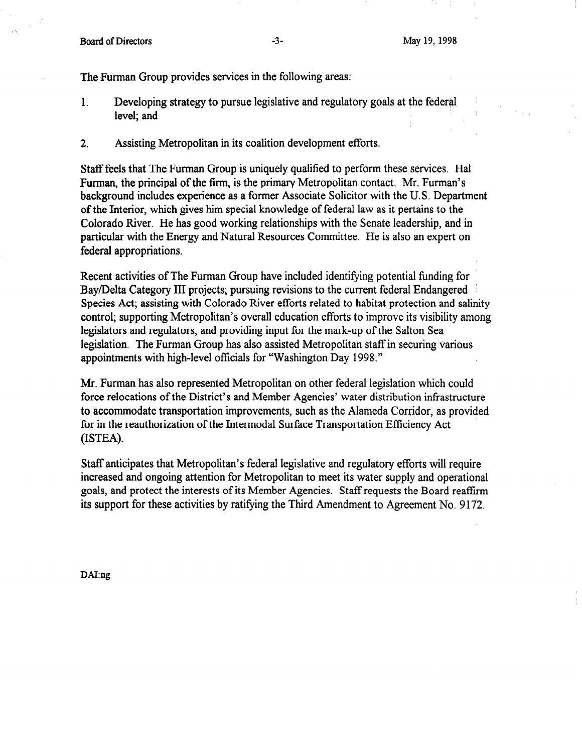The Furman Group provides services in the following areas:

1. Developing strategy to pursue legislative and regulatory goals at the federal level; and

2. Assisting Metropolitan in its coalition development efforts.

Staff feels that The Furman Group is uniquely qualified to perform these services. Hal Furman, the principal of the firm, is the primary Metropolitan contact. Mr. Furman's background includes experience as a former Associate Solicitor with the U.S. Department of the Interior, which gives him special knowledge of federal law as it pertains to the Colorado River. He has good working relationships with the Senate leadership, and in particular with the Energy and Natural Resources Committee. He is also an expert on federal appropriations.

Recent activities of The Furman Group have included identifying potential funding for Bay/Delta Category III projects; pursuing revisions to the current federal Endangered Species Act; assisting with Colorado River efforts related to habitat protection and salinity control; supporting Metropolitan's overall education efforts to improve its visibility among legislators and regulators; and providing input for the mark-up of the Salton Sea legislation. The Furman Group has also assisted Metropolitan staff in securing various appointments with high-level officials for "Washington Day 1998."

Mr. Furman has also represented Metropolitan on other federal legislation which could force relocations of the District's and Member Agencies' water distribution infrastructure to accommodate transportation improvements, such as the Alameda Corridor, as provided for in the reauthorization of the Intermodal Surface Transportation Efficiency Act (ISTEA).

Staff anticipates that Metropolitan's federal legislative and regulatory efforts will require increased and ongoing attention for Metropolitan to meet its water supply and operational goals, and protect the interests of its Member Agencies. Staff requests the Board reaffirm its support for these activities by ratifying the Third Amendment to Agreement No. 9172.

DAI:ng